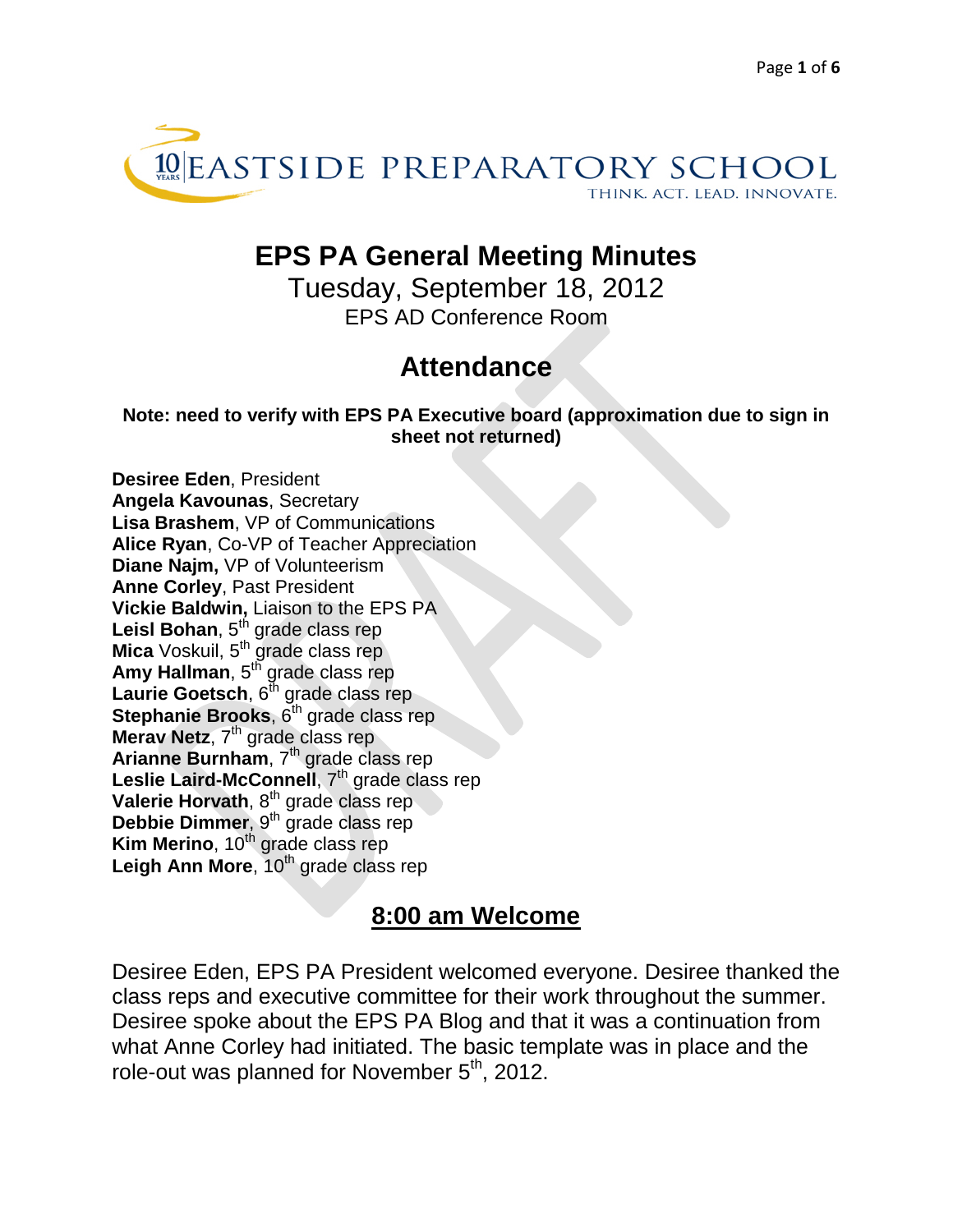EASTSIDE PREPARATORY SCHOOL

THINK. ACT. LEAD. INNOVATE.

# EPS PA General Meeting Minutes

Tuesday, September 18, 2012

EPS AD Conference Room

## Attendance

**Note: need to verify with EPS PA Executive board (approximation due to sign in sheet not returned)**

**Desiree Eden**, President
**Angela Kavounas**, Secretary
**Lisa Brashem**, VP of Communications
**Alice Ryan**, Co-VP of Teacher Appreciation
**Diane Najm,** VP of Volunteerism
**Anne Corley**, Past President
**Vickie Baldwin,** Liaison to the EPS PA
**Leisl Bohan**, 5th grade class rep
**Mica** Voskuil, 5th grade class rep
**Amy Hallman**, 5th grade class rep
**Laurie Goetsch**, 6th grade class rep
**Stephanie Brooks**, 6th grade class rep
**Merav Netz**, 7th grade class rep
**Arianne Burnham**, 7th grade class rep
**Leslie Laird-McConnell**, 7th grade class rep
**Valerie Horvath**, 8th grade class rep
**Debbie Dimmer**, 9th grade class rep
**Kim Merino**, 10th grade class rep
**Leigh Ann More**, 10th grade class rep

## 8:00 am Welcome

Desiree Eden, EPS PA President welcomed everyone. Desiree thanked the class reps and executive committee for their work throughout the summer. Desiree spoke about the EPS PA Blog and that it was a continuation from what Anne Corley had initiated. The basic template was in place and the role-out was planned for November 5th, 2012.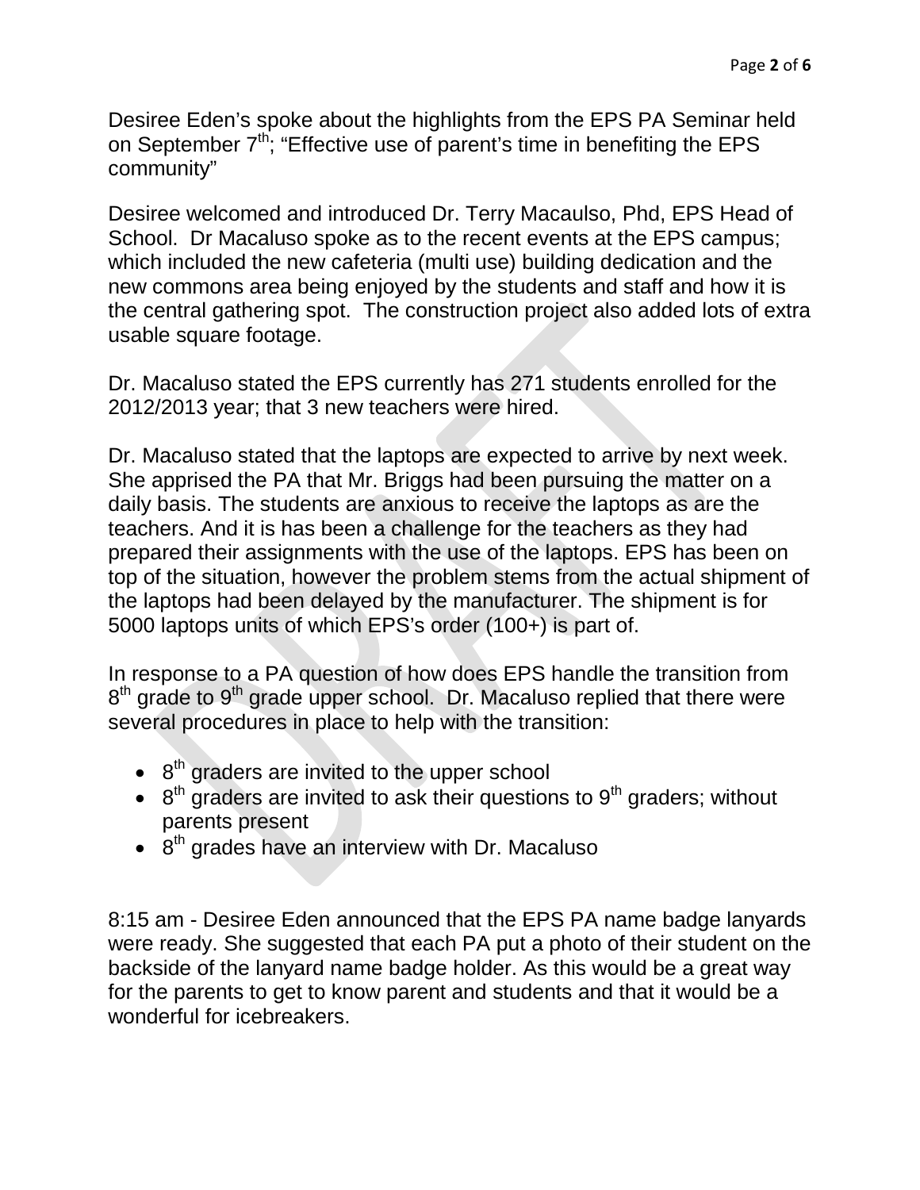Desiree Eden's spoke about the highlights from the EPS PA Seminar held on September 7th; "Effective use of parent's time in benefiting the EPS community"

Desiree welcomed and introduced Dr. Terry Macaulso, Phd, EPS Head of School. Dr Macaluso spoke as to the recent events at the EPS campus; which included the new cafeteria (multi use) building dedication and the new commons area being enjoyed by the students and staff and how it is the central gathering spot. The construction project also added lots of extra usable square footage.

Dr. Macaluso stated the EPS currently has 271 students enrolled for the 2012/2013 year; that 3 new teachers were hired.

Dr. Macaluso stated that the laptops are expected to arrive by next week. She apprised the PA that Mr. Briggs had been pursuing the matter on a daily basis. The students are anxious to receive the laptops as are the teachers. And it is has been a challenge for the teachers as they had prepared their assignments with the use of the laptops. EPS has been on top of the situation, however the problem stems from the actual shipment of the laptops had been delayed by the manufacturer. The shipment is for 5000 laptops units of which EPS's order (100+) is part of.

In response to a PA question of how does EPS handle the transition from 8th grade to 9th grade upper school. Dr. Macaluso replied that there were several procedures in place to help with the transition:

- 8th graders are invited to the upper school
- 8th graders are invited to ask their questions to 9th graders; without parents present
- 8th grades have an interview with Dr. Macaluso

8:15 am - Desiree Eden announced that the EPS PA name badge lanyards were ready. She suggested that each PA put a photo of their student on the backside of the lanyard name badge holder. As this would be a great way for the parents to get to know parent and students and that it would be a wonderful for icebreakers.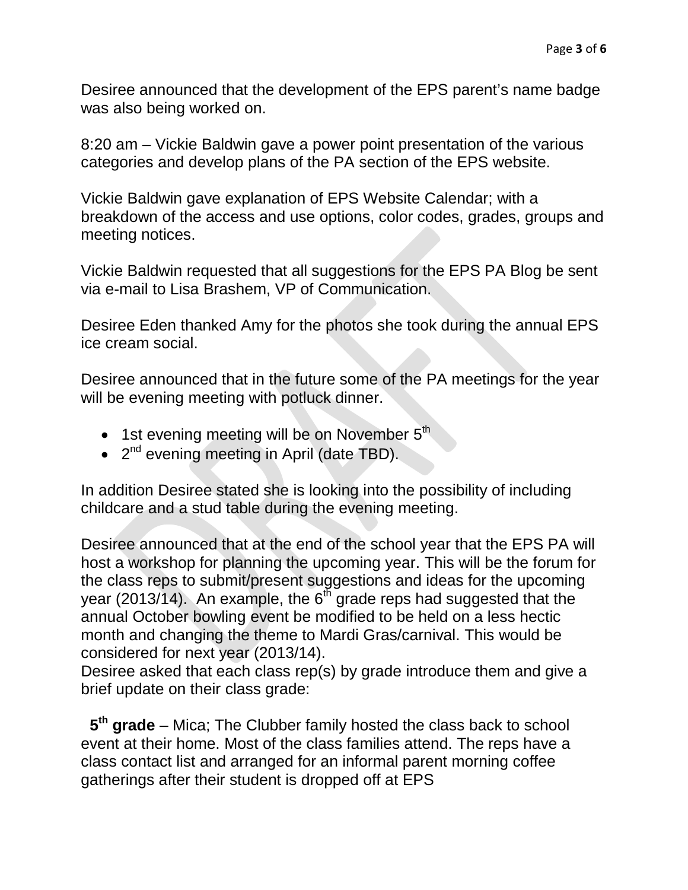Desiree announced that the development of the EPS parent's name badge was also being worked on.

8:20 am – Vickie Baldwin gave a power point presentation of the various categories and develop plans of the PA section of the EPS website.

Vickie Baldwin gave explanation of EPS Website Calendar; with a breakdown of the access and use options, color codes, grades, groups and meeting notices.

Vickie Baldwin requested that all suggestions for the EPS PA Blog be sent via e-mail to Lisa Brashem, VP of Communication.

Desiree Eden thanked Amy for the photos she took during the annual EPS ice cream social.

Desiree announced that in the future some of the PA meetings for the year will be evening meeting with potluck dinner.

- 1st evening meeting will be on November 5th
- 2nd evening meeting in April (date TBD).

In addition Desiree stated she is looking into the possibility of including childcare and a stud table during the evening meeting.

Desiree announced that at the end of the school year that the EPS PA will host a workshop for planning the upcoming year. This will be the forum for the class reps to submit/present suggestions and ideas for the upcoming year (2013/14). An example, the 6th grade reps had suggested that the annual October bowling event be modified to be held on a less hectic month and changing the theme to Mardi Gras/carnival. This would be considered for next year (2013/14).
Desiree asked that each class rep(s) by grade introduce them and give a brief update on their class grade:

**5th grade** – Mica; The Clubber family hosted the class back to school event at their home. Most of the class families attend. The reps have a class contact list and arranged for an informal parent morning coffee gatherings after their student is dropped off at EPS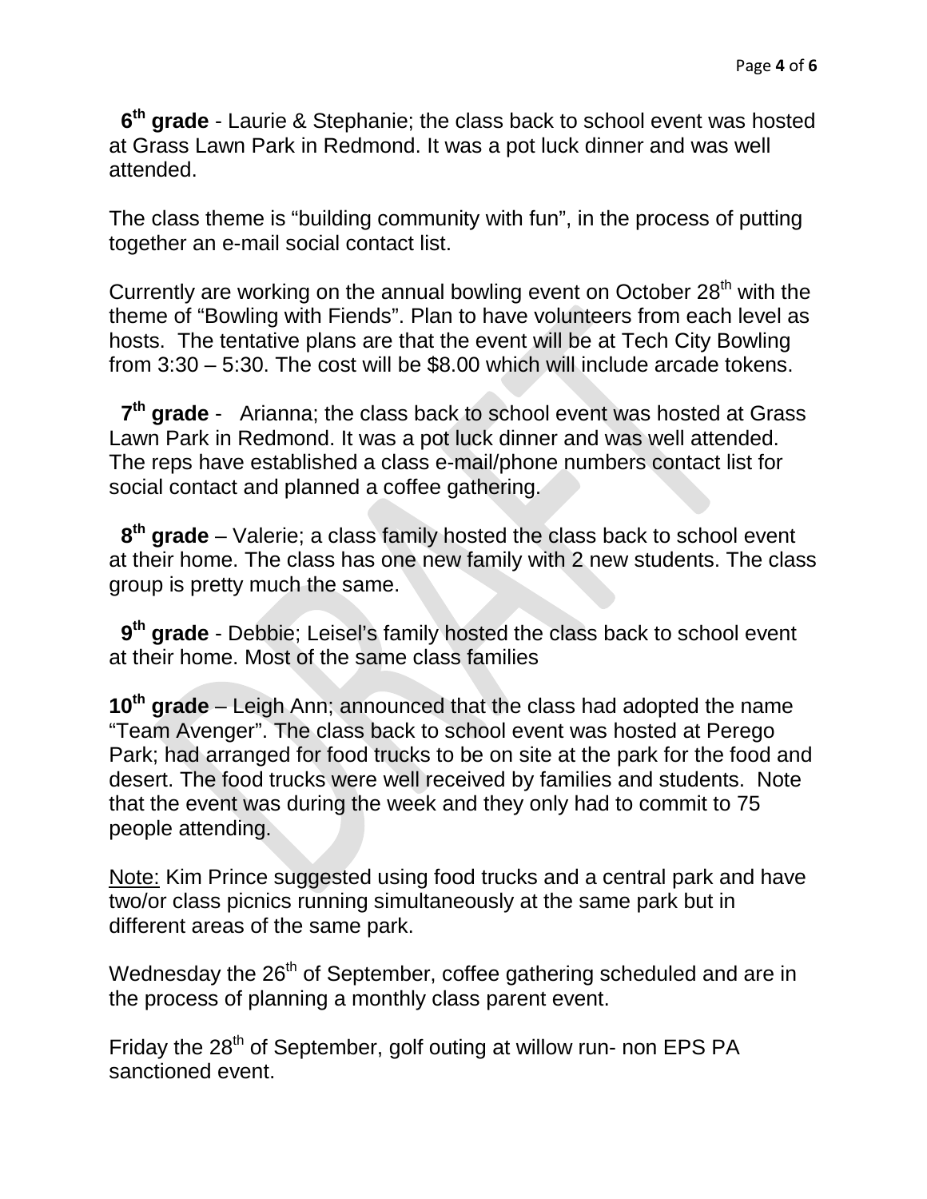**6th grade** - Laurie & Stephanie; the class back to school event was hosted at Grass Lawn Park in Redmond. It was a pot luck dinner and was well attended.

The class theme is “building community with fun”, in the process of putting together an e-mail social contact list.

Currently are working on the annual bowling event on October 28th with the theme of “Bowling with Fiends”. Plan to have volunteers from each level as hosts. The tentative plans are that the event will be at Tech City Bowling from 3:30 – 5:30. The cost will be $8.00 which will include arcade tokens.

**7th grade** - Arianna; the class back to school event was hosted at Grass Lawn Park in Redmond. It was a pot luck dinner and was well attended. The reps have established a class e-mail/phone numbers contact list for social contact and planned a coffee gathering.

**8th grade** – Valerie; a class family hosted the class back to school event at their home. The class has one new family with 2 new students. The class group is pretty much the same.

**9th grade** - Debbie; Leisel’s family hosted the class back to school event at their home. Most of the same class families

**10th grade** – Leigh Ann; announced that the class had adopted the name “Team Avenger”. The class back to school event was hosted at Perego Park; had arranged for food trucks to be on site at the park for the food and desert. The food trucks were well received by families and students. Note that the event was during the week and they only had to commit to 75 people attending.

<u>Note:</u> Kim Prince suggested using food trucks and a central park and have two/or class picnics running simultaneously at the same park but in different areas of the same park.

Wednesday the 26th of September, coffee gathering scheduled and are in the process of planning a monthly class parent event.

Friday the 28th of September, golf outing at willow run- non EPS PA sanctioned event.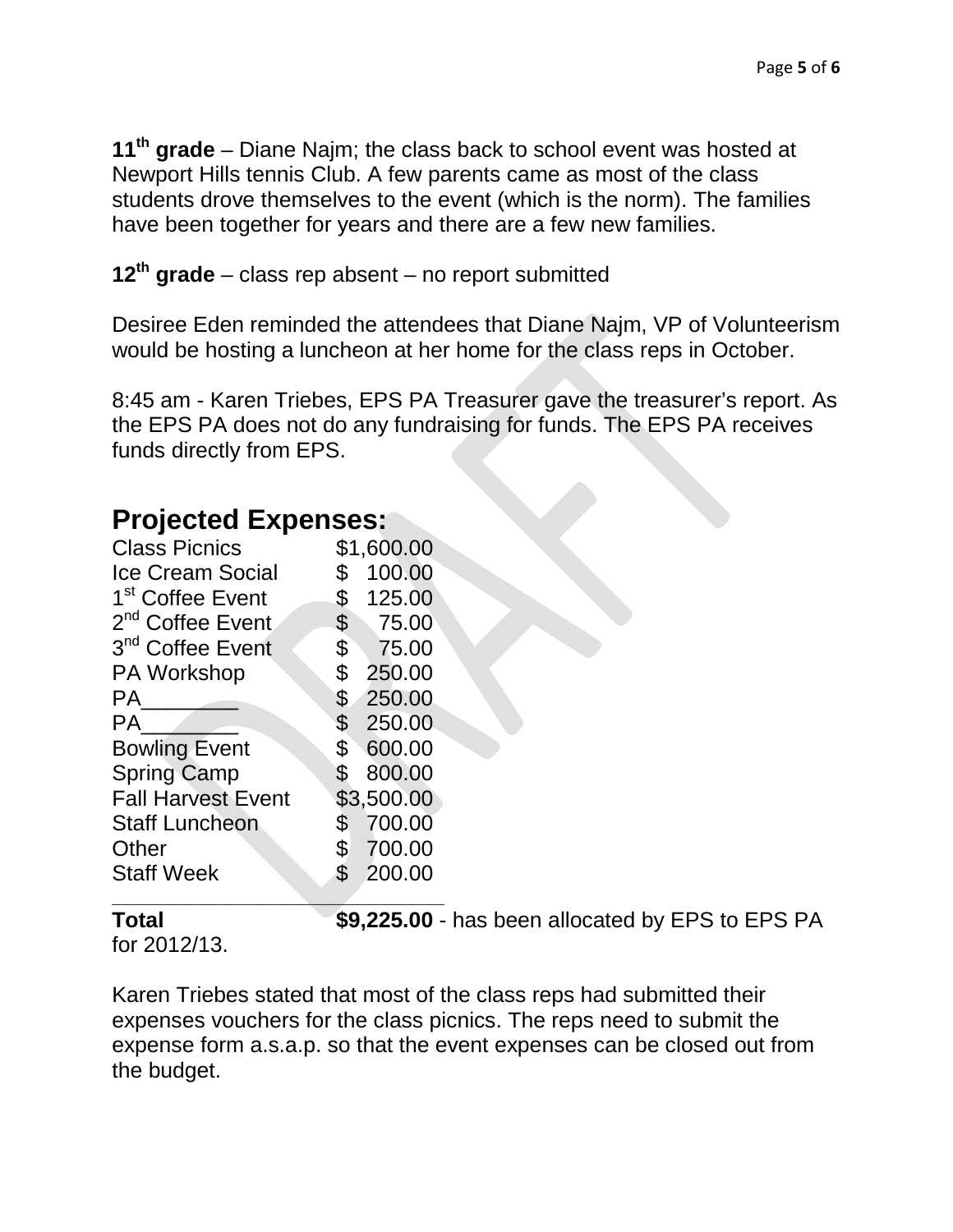**11th grade** – Diane Najm; the class back to school event was hosted at Newport Hills tennis Club. A few parents came as most of the class students drove themselves to the event (which is the norm). The families have been together for years and there are a few new families.

**12th grade** – class rep absent – no report submitted

Desiree Eden reminded the attendees that Diane Najm, VP of Volunteerism would be hosting a luncheon at her home for the class reps in October.

8:45 am - Karen Triebes, EPS PA Treasurer gave the treasurer's report. As the EPS PA does not do any fundraising for funds. The EPS PA receives funds directly from EPS.

## Projected Expenses:

| | |
|---|---|
| Class Picnics | $1,600.00 |
| Ice Cream Social | $ 100.00 |
| 1st Coffee Event | $ 125.00 |
| 2nd Coffee Event | $ 75.00 |
| 3nd Coffee Event | $ 75.00 |
| PA Workshop | $ 250.00 |
| PA________ | $ 250.00 |
| PA________ | $ 250.00 |
| Bowling Event | $ 600.00 |
| Spring Camp | $ 800.00 |
| Fall Harvest Event | $3,500.00 |
| Staff Luncheon | $ 700.00 |
| Other | $ 700.00 |
| Staff Week | $ 200.00 |

**Total** **$9,225.00** - has been allocated by EPS to EPS PA for 2012/13.

Karen Triebes stated that most of the class reps had submitted their expenses vouchers for the class picnics. The reps need to submit the expense form a.s.a.p. so that the event expenses can be closed out from the budget.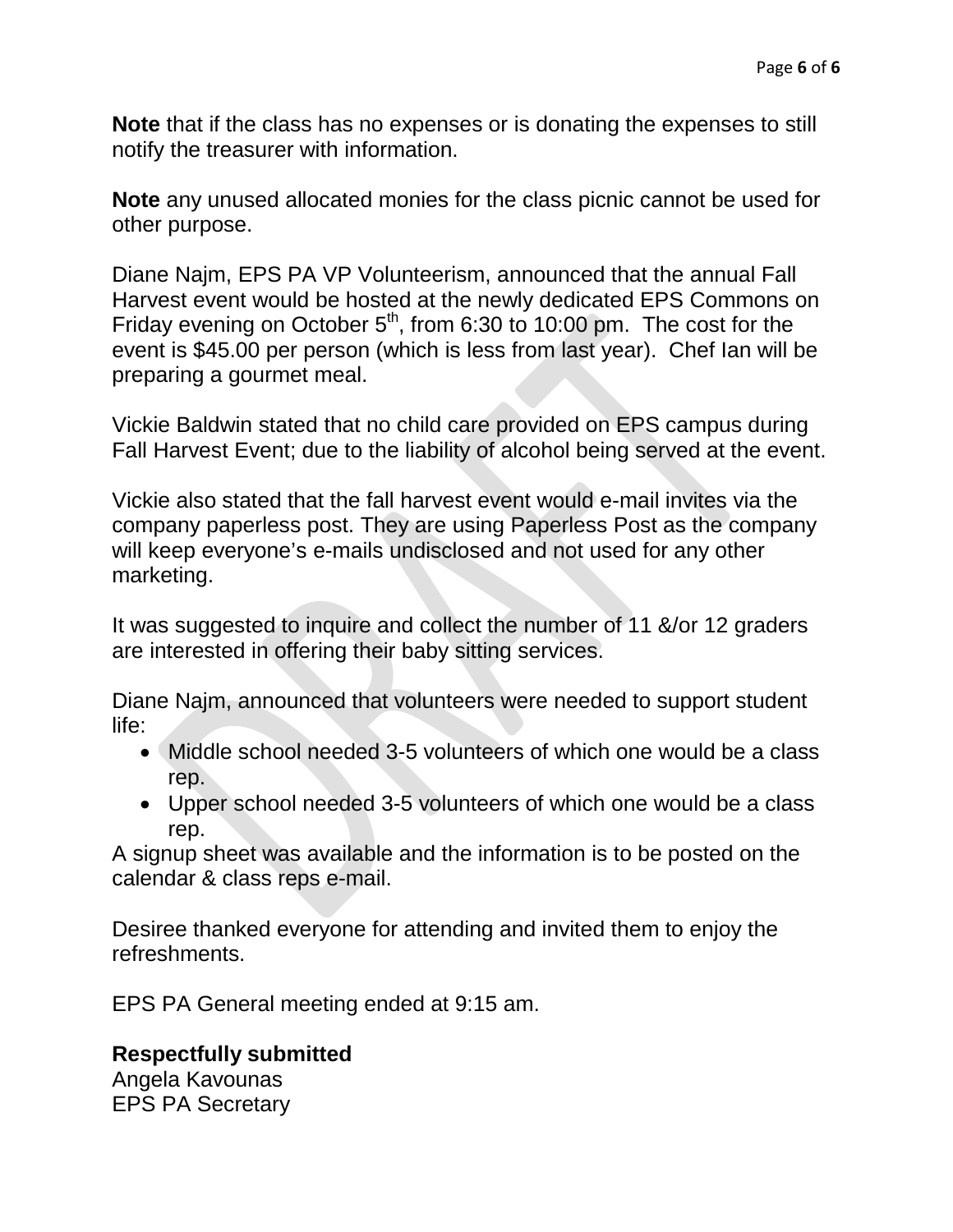**Note** that if the class has no expenses or is donating the expenses to still notify the treasurer with information.

**Note** any unused allocated monies for the class picnic cannot be used for other purpose.

Diane Najm, EPS PA VP Volunteerism, announced that the annual Fall Harvest event would be hosted at the newly dedicated EPS Commons on Friday evening on October 5th, from 6:30 to 10:00 pm. The cost for the event is $45.00 per person (which is less from last year). Chef Ian will be preparing a gourmet meal.

Vickie Baldwin stated that no child care provided on EPS campus during Fall Harvest Event; due to the liability of alcohol being served at the event.

Vickie also stated that the fall harvest event would e-mail invites via the company paperless post. They are using Paperless Post as the company will keep everyone's e-mails undisclosed and not used for any other marketing.

It was suggested to inquire and collect the number of 11 &/or 12 graders are interested in offering their baby sitting services.

Diane Najm, announced that volunteers were needed to support student life:

- Middle school needed 3-5 volunteers of which one would be a class rep.
- Upper school needed 3-5 volunteers of which one would be a class rep.

A signup sheet was available and the information is to be posted on the calendar & class reps e-mail.

Desiree thanked everyone for attending and invited them to enjoy the refreshments.

EPS PA General meeting ended at 9:15 am.

**Respectfully submitted**
Angela Kavounas
EPS PA Secretary